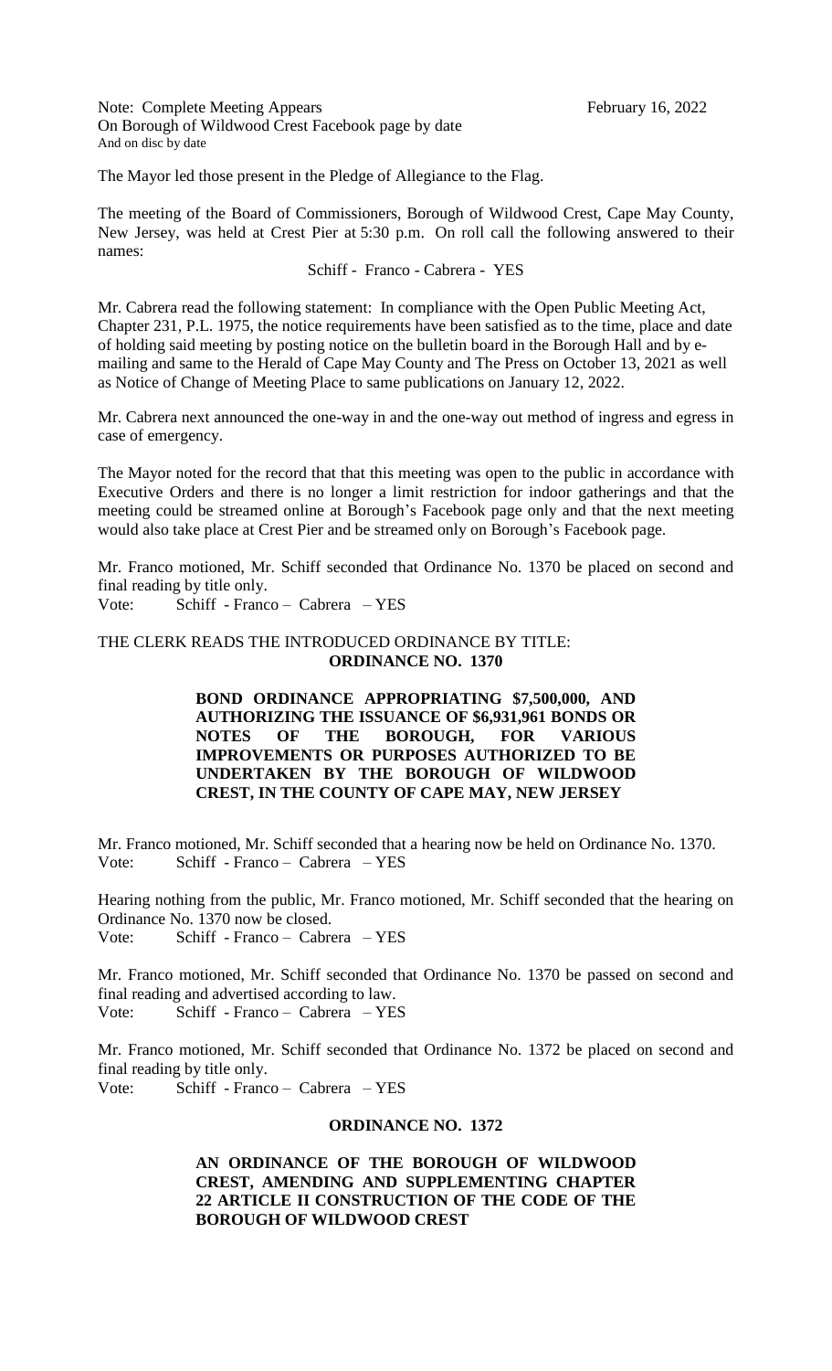Note: Complete Meeting Appears On Borough of Wildwood Crest Facebook page by date And on disc by date

February 16, 2022

The Mayor led those present in the Pledge of Allegiance to the Flag.

The meeting of the Board of Commissioners, Borough of Wildwood Crest, Cape May County, New Jersey, was held at Crest Pier at 5:30 p.m. On roll call the following answered to their names:

Schiff - Franco - Cabrera - YES

Mr. Cabrera read the following statement: In compliance with the Open Public Meeting Act, Chapter 231, P.L. 1975, the notice requirements have been satisfied as to the time, place and date of holding said meeting by posting notice on the bulletin board in the Borough Hall and by e-mailing and same to the Herald of Cape May County and The Press on October 13, 2021 as well as Notice of Change of Meeting Place to same publications on January 12, 2022.

Mr. Cabrera next announced the one-way in and the one-way out method of ingress and egress in case of emergency.

The Mayor noted for the record that that this meeting was open to the public in accordance with Executive Orders and there is no longer a limit restriction for indoor gatherings and that the meeting could be streamed online at Borough's Facebook page only and that the next meeting would also take place at Crest Pier and be streamed only on Borough's Facebook page.

Mr. Franco motioned, Mr. Schiff seconded that Ordinance No. 1370 be placed on second and final reading by title only.

Vote: Schiff - Franco – Cabrera – YES

THE CLERK READS THE INTRODUCED ORDINANCE BY TITLE:

**ORDINANCE NO. 1370**

**BOND ORDINANCE APPROPRIATING $7,500,000, AND AUTHORIZING THE ISSUANCE OF $6,931,961 BONDS OR NOTES OF THE BOROUGH, FOR VARIOUS IMPROVEMENTS OR PURPOSES AUTHORIZED TO BE UNDERTAKEN BY THE BOROUGH OF WILDWOOD CREST, IN THE COUNTY OF CAPE MAY, NEW JERSEY**

Mr. Franco motioned, Mr. Schiff seconded that a hearing now be held on Ordinance No. 1370.

Vote: Schiff - Franco – Cabrera – YES

Hearing nothing from the public, Mr. Franco motioned, Mr. Schiff seconded that the hearing on Ordinance No. 1370 now be closed.

Vote: Schiff - Franco – Cabrera – YES

Mr. Franco motioned, Mr. Schiff seconded that Ordinance No. 1370 be passed on second and final reading and advertised according to law.

Vote: Schiff - Franco – Cabrera – YES

Mr. Franco motioned, Mr. Schiff seconded that Ordinance No. 1372 be placed on second and final reading by title only.

Vote: Schiff - Franco – Cabrera – YES

**ORDINANCE NO. 1372**

**AN ORDINANCE OF THE BOROUGH OF WILDWOOD CREST, AMENDING AND SUPPLEMENTING CHAPTER 22 ARTICLE II CONSTRUCTION OF THE CODE OF THE BOROUGH OF WILDWOOD CREST**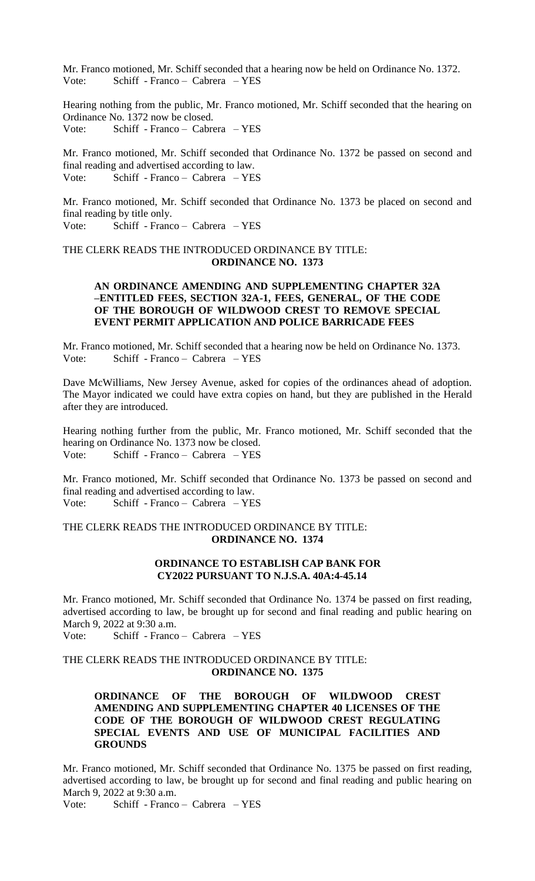Mr. Franco motioned, Mr. Schiff seconded that a hearing now be held on Ordinance No. 1372.
Vote: Schiff - Franco – Cabrera – YES

Hearing nothing from the public, Mr. Franco motioned, Mr. Schiff seconded that the hearing on Ordinance No. 1372 now be closed.
Vote: Schiff - Franco – Cabrera – YES

Mr. Franco motioned, Mr. Schiff seconded that Ordinance No. 1372 be passed on second and final reading and advertised according to law.
Vote: Schiff - Franco – Cabrera – YES

Mr. Franco motioned, Mr. Schiff seconded that Ordinance No. 1373 be placed on second and final reading by title only.
Vote: Schiff - Franco – Cabrera – YES

THE CLERK READS THE INTRODUCED ORDINANCE BY TITLE:
**ORDINANCE NO. 1373**

**AN ORDINANCE AMENDING AND SUPPLEMENTING CHAPTER 32A –ENTITLED FEES, SECTION 32A-1, FEES, GENERAL, OF THE CODE OF THE BOROUGH OF WILDWOOD CREST TO REMOVE SPECIAL EVENT PERMIT APPLICATION AND POLICE BARRICADE FEES**

Mr. Franco motioned, Mr. Schiff seconded that a hearing now be held on Ordinance No. 1373.
Vote: Schiff - Franco – Cabrera – YES

Dave McWilliams, New Jersey Avenue, asked for copies of the ordinances ahead of adoption. The Mayor indicated we could have extra copies on hand, but they are published in the Herald after they are introduced.

Hearing nothing further from the public, Mr. Franco motioned, Mr. Schiff seconded that the hearing on Ordinance No. 1373 now be closed.
Vote: Schiff - Franco – Cabrera – YES

Mr. Franco motioned, Mr. Schiff seconded that Ordinance No. 1373 be passed on second and final reading and advertised according to law.
Vote: Schiff - Franco – Cabrera – YES

THE CLERK READS THE INTRODUCED ORDINANCE BY TITLE:
**ORDINANCE NO. 1374**

**ORDINANCE TO ESTABLISH CAP BANK FOR CY2022 PURSUANT TO N.J.S.A. 40A:4-45.14**

Mr. Franco motioned, Mr. Schiff seconded that Ordinance No. 1374 be passed on first reading, advertised according to law, be brought up for second and final reading and public hearing on March 9, 2022 at 9:30 a.m.
Vote: Schiff - Franco – Cabrera – YES

THE CLERK READS THE INTRODUCED ORDINANCE BY TITLE:
**ORDINANCE NO. 1375**

**ORDINANCE OF THE BOROUGH OF WILDWOOD CREST AMENDING AND SUPPLEMENTING CHAPTER 40 LICENSES OF THE CODE OF THE BOROUGH OF WILDWOOD CREST REGULATING SPECIAL EVENTS AND USE OF MUNICIPAL FACILITIES AND GROUNDS**

Mr. Franco motioned, Mr. Schiff seconded that Ordinance No. 1375 be passed on first reading, advertised according to law, be brought up for second and final reading and public hearing on March 9, 2022 at 9:30 a.m.
Vote: Schiff - Franco – Cabrera – YES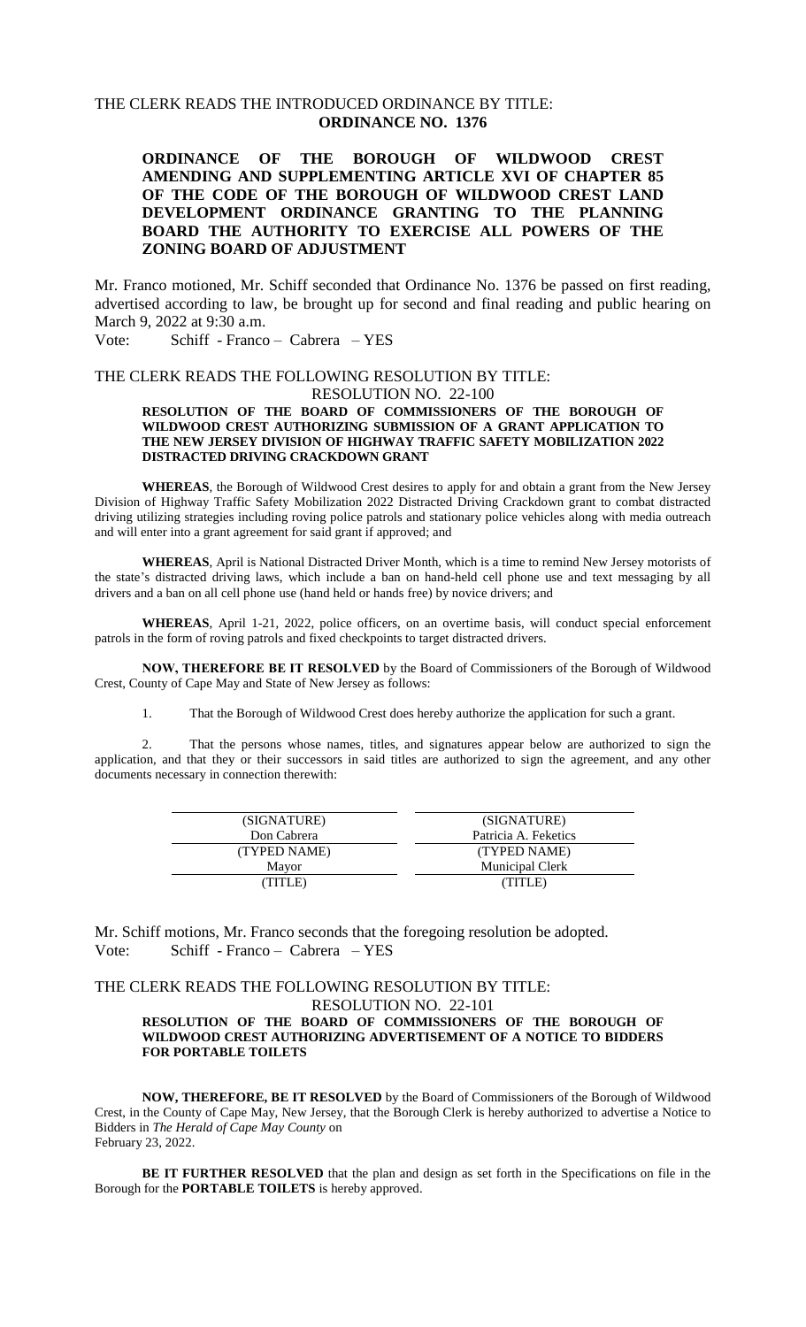THE CLERK READS THE INTRODUCED ORDINANCE BY TITLE:
**ORDINANCE NO. 1376**

**ORDINANCE OF THE BOROUGH OF WILDWOOD CREST AMENDING AND SUPPLEMENTING ARTICLE XVI OF CHAPTER 85 OF THE CODE OF THE BOROUGH OF WILDWOOD CREST LAND DEVELOPMENT ORDINANCE GRANTING TO THE PLANNING BOARD THE AUTHORITY TO EXERCISE ALL POWERS OF THE ZONING BOARD OF ADJUSTMENT**

Mr. Franco motioned, Mr. Schiff seconded that Ordinance No. 1376 be passed on first reading, advertised according to law, be brought up for second and final reading and public hearing on March 9, 2022 at 9:30 a.m.

Vote: Schiff - Franco – Cabrera – YES

THE CLERK READS THE FOLLOWING RESOLUTION BY TITLE:
RESOLUTION NO. 22-100

**RESOLUTION OF THE BOARD OF COMMISSIONERS OF THE BOROUGH OF WILDWOOD CREST AUTHORIZING SUBMISSION OF A GRANT APPLICATION TO THE NEW JERSEY DIVISION OF HIGHWAY TRAFFIC SAFETY MOBILIZATION 2022 DISTRACTED DRIVING CRACKDOWN GRANT**

**WHEREAS**, the Borough of Wildwood Crest desires to apply for and obtain a grant from the New Jersey Division of Highway Traffic Safety Mobilization 2022 Distracted Driving Crackdown grant to combat distracted driving utilizing strategies including roving police patrols and stationary police vehicles along with media outreach and will enter into a grant agreement for said grant if approved; and

**WHEREAS**, April is National Distracted Driver Month, which is a time to remind New Jersey motorists of the state's distracted driving laws, which include a ban on hand-held cell phone use and text messaging by all drivers and a ban on all cell phone use (hand held or hands free) by novice drivers; and

**WHEREAS**, April 1-21, 2022, police officers, on an overtime basis, will conduct special enforcement patrols in the form of roving patrols and fixed checkpoints to target distracted drivers.

**NOW, THEREFORE BE IT RESOLVED** by the Board of Commissioners of the Borough of Wildwood Crest, County of Cape May and State of New Jersey as follows:

1. That the Borough of Wildwood Crest does hereby authorize the application for such a grant.

2. That the persons whose names, titles, and signatures appear below are authorized to sign the application, and that they or their successors in said titles are authorized to sign the agreement, and any other documents necessary in connection therewith:

| | |
|---|---|
| (SIGNATURE) | (SIGNATURE) |
| Don Cabrera | Patricia A. Feketics |
| (TYPED NAME) | (TYPED NAME) |
| Mayor | Municipal Clerk |
| (TITLE) | (TITLE) |

Mr. Schiff motions, Mr. Franco seconds that the foregoing resolution be adopted.

Vote: Schiff - Franco – Cabrera – YES

THE CLERK READS THE FOLLOWING RESOLUTION BY TITLE:
RESOLUTION NO. 22-101

**RESOLUTION OF THE BOARD OF COMMISSIONERS OF THE BOROUGH OF WILDWOOD CREST AUTHORIZING ADVERTISEMENT OF A NOTICE TO BIDDERS FOR PORTABLE TOILETS**

**NOW, THEREFORE, BE IT RESOLVED** by the Board of Commissioners of the Borough of Wildwood Crest, in the County of Cape May, New Jersey, that the Borough Clerk is hereby authorized to advertise a Notice to Bidders in *The Herald of Cape May County* on February 23, 2022.

**BE IT FURTHER RESOLVED** that the plan and design as set forth in the Specifications on file in the Borough for the **PORTABLE TOILETS** is hereby approved.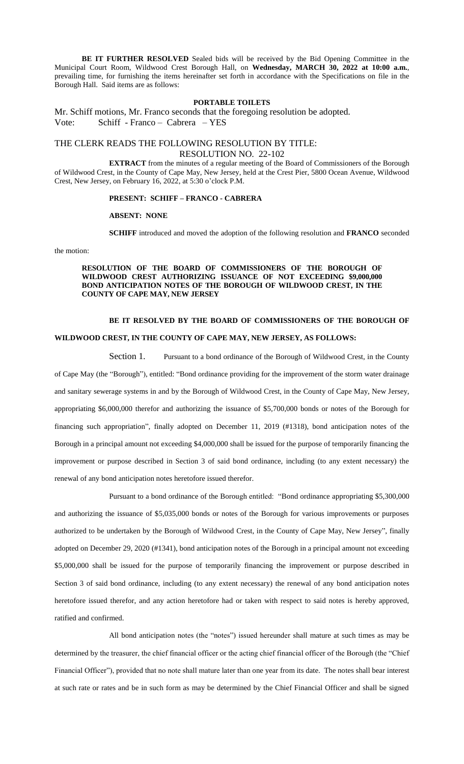**BE IT FURTHER RESOLVED** Sealed bids will be received by the Bid Opening Committee in the Municipal Court Room, Wildwood Crest Borough Hall, on **Wednesday, MARCH 30, 2022 at 10:00 a.m.**, prevailing time, for furnishing the items hereinafter set forth in accordance with the Specifications on file in the Borough Hall. Said items are as follows:

**PORTABLE TOILETS**

Mr. Schiff motions, Mr. Franco seconds that the foregoing resolution be adopted.
Vote: Schiff - Franco – Cabrera – YES

THE CLERK READS THE FOLLOWING RESOLUTION BY TITLE:
RESOLUTION NO. 22-102

**EXTRACT** from the minutes of a regular meeting of the Board of Commissioners of the Borough of Wildwood Crest, in the County of Cape May, New Jersey, held at the Crest Pier, 5800 Ocean Avenue, Wildwood Crest, New Jersey, on February 16, 2022, at 5:30 o'clock P.M.

**PRESENT: SCHIFF – FRANCO - CABRERA**

**ABSENT: NONE**

**SCHIFF** introduced and moved the adoption of the following resolution and **FRANCO** seconded the motion:

**RESOLUTION OF THE BOARD OF COMMISSIONERS OF THE BOROUGH OF WILDWOOD CREST AUTHORIZING ISSUANCE OF NOT EXCEEDING $9,000,000 BOND ANTICIPATION NOTES OF THE BOROUGH OF WILDWOOD CREST, IN THE COUNTY OF CAPE MAY, NEW JERSEY**

**BE IT RESOLVED BY THE BOARD OF COMMISSIONERS OF THE BOROUGH OF WILDWOOD CREST, IN THE COUNTY OF CAPE MAY, NEW JERSEY, AS FOLLOWS:**

Section 1. Pursuant to a bond ordinance of the Borough of Wildwood Crest, in the County of Cape May (the "Borough"), entitled: "Bond ordinance providing for the improvement of the storm water drainage and sanitary sewerage systems in and by the Borough of Wildwood Crest, in the County of Cape May, New Jersey, appropriating $6,000,000 therefor and authorizing the issuance of $5,700,000 bonds or notes of the Borough for financing such appropriation", finally adopted on December 11, 2019 (#1318), bond anticipation notes of the Borough in a principal amount not exceeding $4,000,000 shall be issued for the purpose of temporarily financing the improvement or purpose described in Section 3 of said bond ordinance, including (to any extent necessary) the renewal of any bond anticipation notes heretofore issued therefor.

Pursuant to a bond ordinance of the Borough entitled: "Bond ordinance appropriating $5,300,000 and authorizing the issuance of $5,035,000 bonds or notes of the Borough for various improvements or purposes authorized to be undertaken by the Borough of Wildwood Crest, in the County of Cape May, New Jersey", finally adopted on December 29, 2020 (#1341), bond anticipation notes of the Borough in a principal amount not exceeding $5,000,000 shall be issued for the purpose of temporarily financing the improvement or purpose described in Section 3 of said bond ordinance, including (to any extent necessary) the renewal of any bond anticipation notes heretofore issued therefor, and any action heretofore had or taken with respect to said notes is hereby approved, ratified and confirmed.

All bond anticipation notes (the "notes") issued hereunder shall mature at such times as may be determined by the treasurer, the chief financial officer or the acting chief financial officer of the Borough (the "Chief Financial Officer"), provided that no note shall mature later than one year from its date. The notes shall bear interest at such rate or rates and be in such form as may be determined by the Chief Financial Officer and shall be signed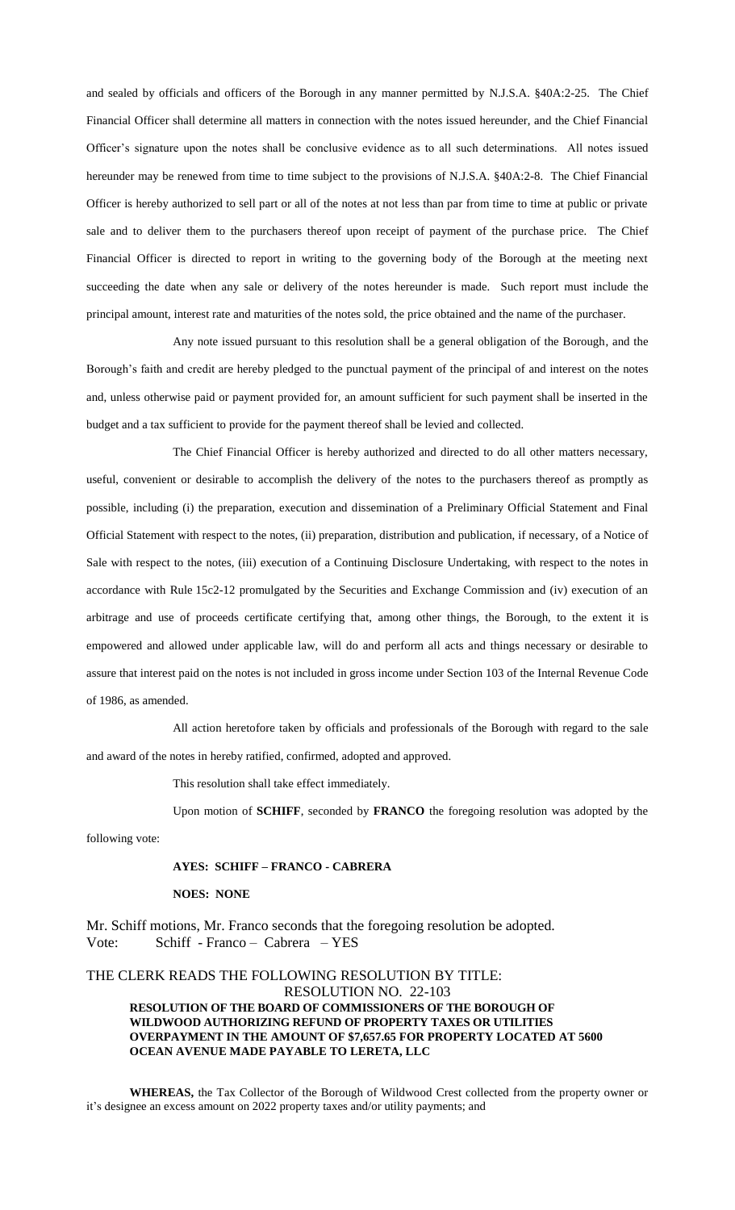and sealed by officials and officers of the Borough in any manner permitted by N.J.S.A. §40A:2-25. The Chief Financial Officer shall determine all matters in connection with the notes issued hereunder, and the Chief Financial Officer's signature upon the notes shall be conclusive evidence as to all such determinations. All notes issued hereunder may be renewed from time to time subject to the provisions of N.J.S.A. §40A:2-8. The Chief Financial Officer is hereby authorized to sell part or all of the notes at not less than par from time to time at public or private sale and to deliver them to the purchasers thereof upon receipt of payment of the purchase price. The Chief Financial Officer is directed to report in writing to the governing body of the Borough at the meeting next succeeding the date when any sale or delivery of the notes hereunder is made. Such report must include the principal amount, interest rate and maturities of the notes sold, the price obtained and the name of the purchaser.

Any note issued pursuant to this resolution shall be a general obligation of the Borough, and the Borough's faith and credit are hereby pledged to the punctual payment of the principal of and interest on the notes and, unless otherwise paid or payment provided for, an amount sufficient for such payment shall be inserted in the budget and a tax sufficient to provide for the payment thereof shall be levied and collected.

The Chief Financial Officer is hereby authorized and directed to do all other matters necessary, useful, convenient or desirable to accomplish the delivery of the notes to the purchasers thereof as promptly as possible, including (i) the preparation, execution and dissemination of a Preliminary Official Statement and Final Official Statement with respect to the notes, (ii) preparation, distribution and publication, if necessary, of a Notice of Sale with respect to the notes, (iii) execution of a Continuing Disclosure Undertaking, with respect to the notes in accordance with Rule 15c2-12 promulgated by the Securities and Exchange Commission and (iv) execution of an arbitrage and use of proceeds certificate certifying that, among other things, the Borough, to the extent it is empowered and allowed under applicable law, will do and perform all acts and things necessary or desirable to assure that interest paid on the notes is not included in gross income under Section 103 of the Internal Revenue Code of 1986, as amended.

All action heretofore taken by officials and professionals of the Borough with regard to the sale and award of the notes in hereby ratified, confirmed, adopted and approved.

This resolution shall take effect immediately.

Upon motion of **SCHIFF**, seconded by **FRANCO** the foregoing resolution was adopted by the following vote:

**AYES: SCHIFF – FRANCO - CABRERA**

**NOES: NONE**

Mr. Schiff motions, Mr. Franco seconds that the foregoing resolution be adopted.
Vote: Schiff - Franco – Cabrera – YES

THE CLERK READS THE FOLLOWING RESOLUTION BY TITLE:

RESOLUTION NO. 22-103

**RESOLUTION OF THE BOARD OF COMMISSIONERS OF THE BOROUGH OF WILDWOOD AUTHORIZING REFUND OF PROPERTY TAXES OR UTILITIES OVERPAYMENT IN THE AMOUNT OF $7,657.65 FOR PROPERTY LOCATED AT 5600 OCEAN AVENUE MADE PAYABLE TO LERETA, LLC**

**WHEREAS,** the Tax Collector of the Borough of Wildwood Crest collected from the property owner or it's designee an excess amount on 2022 property taxes and/or utility payments; and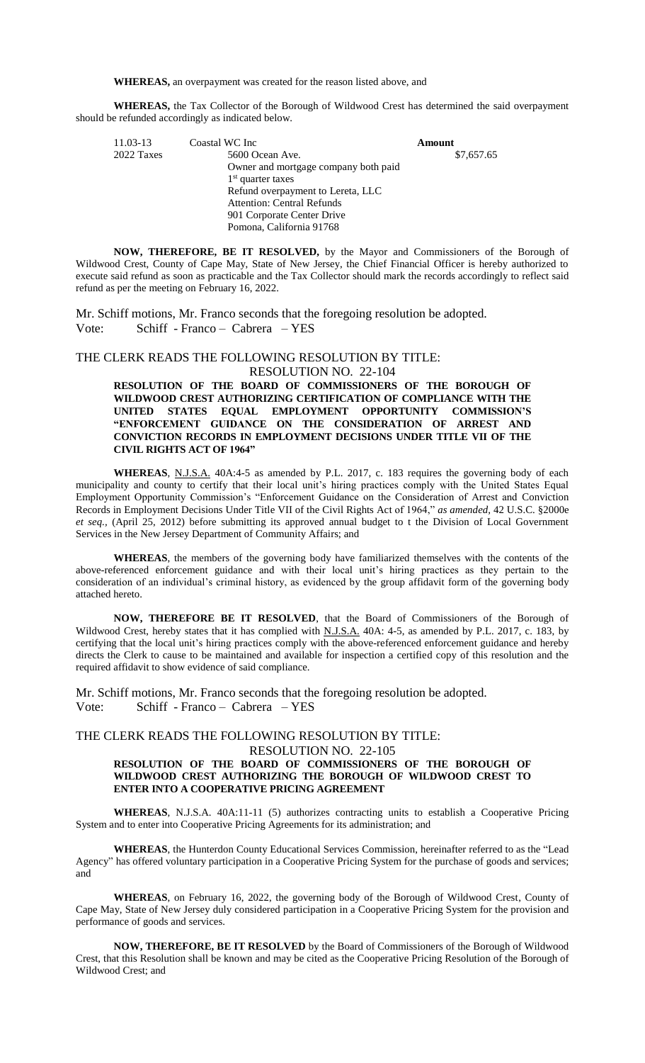**WHEREAS,** an overpayment was created for the reason listed above, and

**WHEREAS,** the Tax Collector of the Borough of Wildwood Crest has determined the said overpayment should be refunded accordingly as indicated below.

| | | **Amount** |
|---|---|---|
| 11.03-13 | Coastal WC Inc | |
| 2022 Taxes | 5600 Ocean Ave. | $7,657.65 |
| | Owner and mortgage company both paid | |
| | 1st quarter taxes | |
| | Refund overpayment to Lereta, LLC | |
| | Attention: Central Refunds | |
| | 901 Corporate Center Drive | |
| | Pomona, California 91768 | |

**NOW, THEREFORE, BE IT RESOLVED,** by the Mayor and Commissioners of the Borough of Wildwood Crest, County of Cape May, State of New Jersey, the Chief Financial Officer is hereby authorized to execute said refund as soon as practicable and the Tax Collector should mark the records accordingly to reflect said refund as per the meeting on February 16, 2022.

Mr. Schiff motions, Mr. Franco seconds that the foregoing resolution be adopted.
Vote: Schiff - Franco – Cabrera – YES

THE CLERK READS THE FOLLOWING RESOLUTION BY TITLE:

RESOLUTION NO. 22-104

**RESOLUTION OF THE BOARD OF COMMISSIONERS OF THE BOROUGH OF WILDWOOD CREST AUTHORIZING CERTIFICATION OF COMPLIANCE WITH THE UNITED STATES EQUAL EMPLOYMENT OPPORTUNITY COMMISSION'S "ENFORCEMENT GUIDANCE ON THE CONSIDERATION OF ARREST AND CONVICTION RECORDS IN EMPLOYMENT DECISIONS UNDER TITLE VII OF THE CIVIL RIGHTS ACT OF 1964"**

**WHEREAS**, N.J.S.A. 40A:4-5 as amended by P.L. 2017, c. 183 requires the governing body of each municipality and county to certify that their local unit's hiring practices comply with the United States Equal Employment Opportunity Commission's "Enforcement Guidance on the Consideration of Arrest and Conviction Records in Employment Decisions Under Title VII of the Civil Rights Act of 1964," *as amended*, 42 U.S.C. §2000e *et seq.*, (April 25, 2012) before submitting its approved annual budget to t the Division of Local Government Services in the New Jersey Department of Community Affairs; and

**WHEREAS**, the members of the governing body have familiarized themselves with the contents of the above-referenced enforcement guidance and with their local unit's hiring practices as they pertain to the consideration of an individual's criminal history, as evidenced by the group affidavit form of the governing body attached hereto.

**NOW, THEREFORE BE IT RESOLVED**, that the Board of Commissioners of the Borough of Wildwood Crest, hereby states that it has complied with N.J.S.A. 40A: 4-5, as amended by P.L. 2017, c. 183, by certifying that the local unit's hiring practices comply with the above-referenced enforcement guidance and hereby directs the Clerk to cause to be maintained and available for inspection a certified copy of this resolution and the required affidavit to show evidence of said compliance.

Mr. Schiff motions, Mr. Franco seconds that the foregoing resolution be adopted.
Vote: Schiff - Franco – Cabrera – YES

THE CLERK READS THE FOLLOWING RESOLUTION BY TITLE:

RESOLUTION NO. 22-105

**RESOLUTION OF THE BOARD OF COMMISSIONERS OF THE BOROUGH OF WILDWOOD CREST AUTHORIZING THE BOROUGH OF WILDWOOD CREST TO ENTER INTO A COOPERATIVE PRICING AGREEMENT**

**WHEREAS**, N.J.S.A. 40A:11-11 (5) authorizes contracting units to establish a Cooperative Pricing System and to enter into Cooperative Pricing Agreements for its administration; and

**WHEREAS**, the Hunterdon County Educational Services Commission, hereinafter referred to as the "Lead Agency" has offered voluntary participation in a Cooperative Pricing System for the purchase of goods and services; and

**WHEREAS**, on February 16, 2022, the governing body of the Borough of Wildwood Crest, County of Cape May, State of New Jersey duly considered participation in a Cooperative Pricing System for the provision and performance of goods and services.

**NOW, THEREFORE, BE IT RESOLVED** by the Board of Commissioners of the Borough of Wildwood Crest, that this Resolution shall be known and may be cited as the Cooperative Pricing Resolution of the Borough of Wildwood Crest; and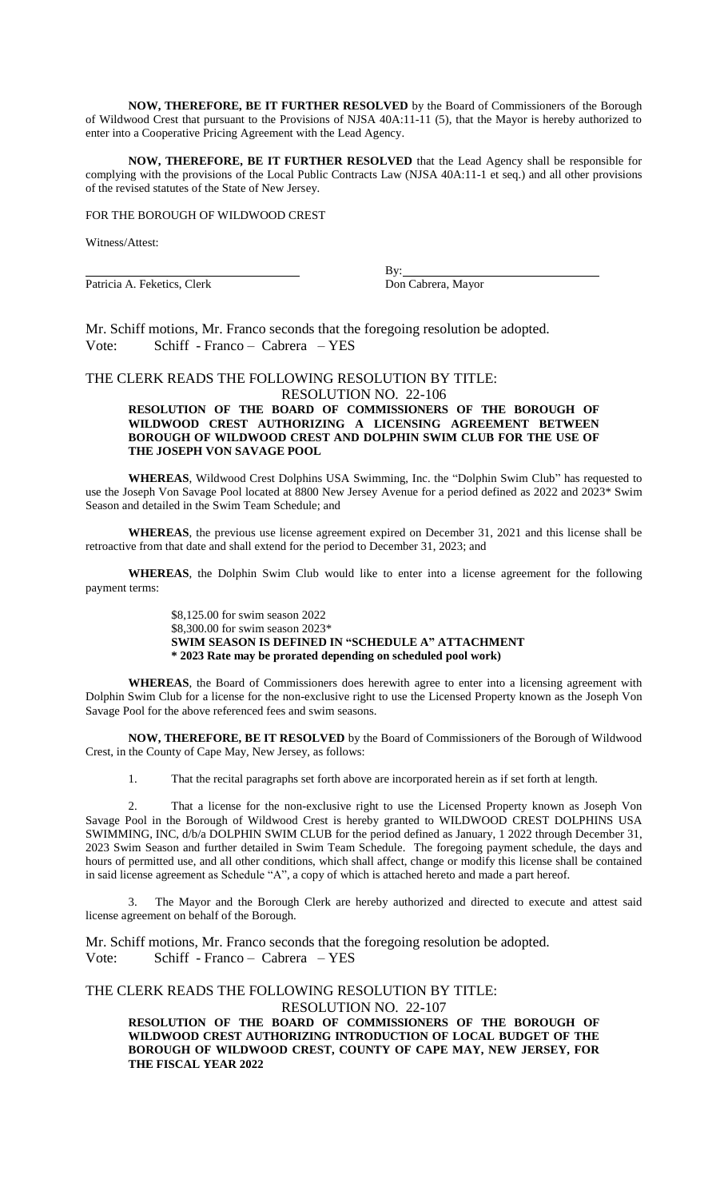**NOW, THEREFORE, BE IT FURTHER RESOLVED** by the Board of Commissioners of the Borough of Wildwood Crest that pursuant to the Provisions of NJSA 40A:11-11 (5), that the Mayor is hereby authorized to enter into a Cooperative Pricing Agreement with the Lead Agency.

**NOW, THEREFORE, BE IT FURTHER RESOLVED** that the Lead Agency shall be responsible for complying with the provisions of the Local Public Contracts Law (NJSA 40A:11-1 et seq.) and all other provisions of the revised statutes of the State of New Jersey.

FOR THE BOROUGH OF WILDWOOD CREST

Witness/Attest:

| | |
|---|---|
| ______________________________ | By: ______________________________ |
| Patricia A. Feketics, Clerk | Don Cabrera, Mayor |

Mr. Schiff motions, Mr. Franco seconds that the foregoing resolution be adopted.
Vote: Schiff - Franco – Cabrera – YES

THE CLERK READS THE FOLLOWING RESOLUTION BY TITLE:

RESOLUTION NO. 22-106

**RESOLUTION OF THE BOARD OF COMMISSIONERS OF THE BOROUGH OF WILDWOOD CREST AUTHORIZING A LICENSING AGREEMENT BETWEEN BOROUGH OF WILDWOOD CREST AND DOLPHIN SWIM CLUB FOR THE USE OF THE JOSEPH VON SAVAGE POOL**

**WHEREAS**, Wildwood Crest Dolphins USA Swimming, Inc. the "Dolphin Swim Club" has requested to use the Joseph Von Savage Pool located at 8800 New Jersey Avenue for a period defined as 2022 and 2023* Swim Season and detailed in the Swim Team Schedule; and

**WHEREAS**, the previous use license agreement expired on December 31, 2021 and this license shall be retroactive from that date and shall extend for the period to December 31, 2023; and

**WHEREAS**, the Dolphin Swim Club would like to enter into a license agreement for the following payment terms:

> $8,125.00 for swim season 2022
> $8,300.00 for swim season 2023*
> **SWIM SEASON IS DEFINED IN "SCHEDULE A" ATTACHMENT**
> *** 2023 Rate may be prorated depending on scheduled pool work)**

**WHEREAS**, the Board of Commissioners does herewith agree to enter into a licensing agreement with Dolphin Swim Club for a license for the non-exclusive right to use the Licensed Property known as the Joseph Von Savage Pool for the above referenced fees and swim seasons.

**NOW, THEREFORE, BE IT RESOLVED** by the Board of Commissioners of the Borough of Wildwood Crest, in the County of Cape May, New Jersey, as follows:

1. That the recital paragraphs set forth above are incorporated herein as if set forth at length.

2. That a license for the non-exclusive right to use the Licensed Property known as Joseph Von Savage Pool in the Borough of Wildwood Crest is hereby granted to WILDWOOD CREST DOLPHINS USA SWIMMING, INC, d/b/a DOLPHIN SWIM CLUB for the period defined as January, 1 2022 through December 31, 2023 Swim Season and further detailed in Swim Team Schedule. The foregoing payment schedule, the days and hours of permitted use, and all other conditions, which shall affect, change or modify this license shall be contained in said license agreement as Schedule "A", a copy of which is attached hereto and made a part hereof.

3. The Mayor and the Borough Clerk are hereby authorized and directed to execute and attest said license agreement on behalf of the Borough.

Mr. Schiff motions, Mr. Franco seconds that the foregoing resolution be adopted.
Vote: Schiff - Franco – Cabrera – YES

THE CLERK READS THE FOLLOWING RESOLUTION BY TITLE:

RESOLUTION NO. 22-107

**RESOLUTION OF THE BOARD OF COMMISSIONERS OF THE BOROUGH OF WILDWOOD CREST AUTHORIZING INTRODUCTION OF LOCAL BUDGET OF THE BOROUGH OF WILDWOOD CREST, COUNTY OF CAPE MAY, NEW JERSEY, FOR THE FISCAL YEAR 2022**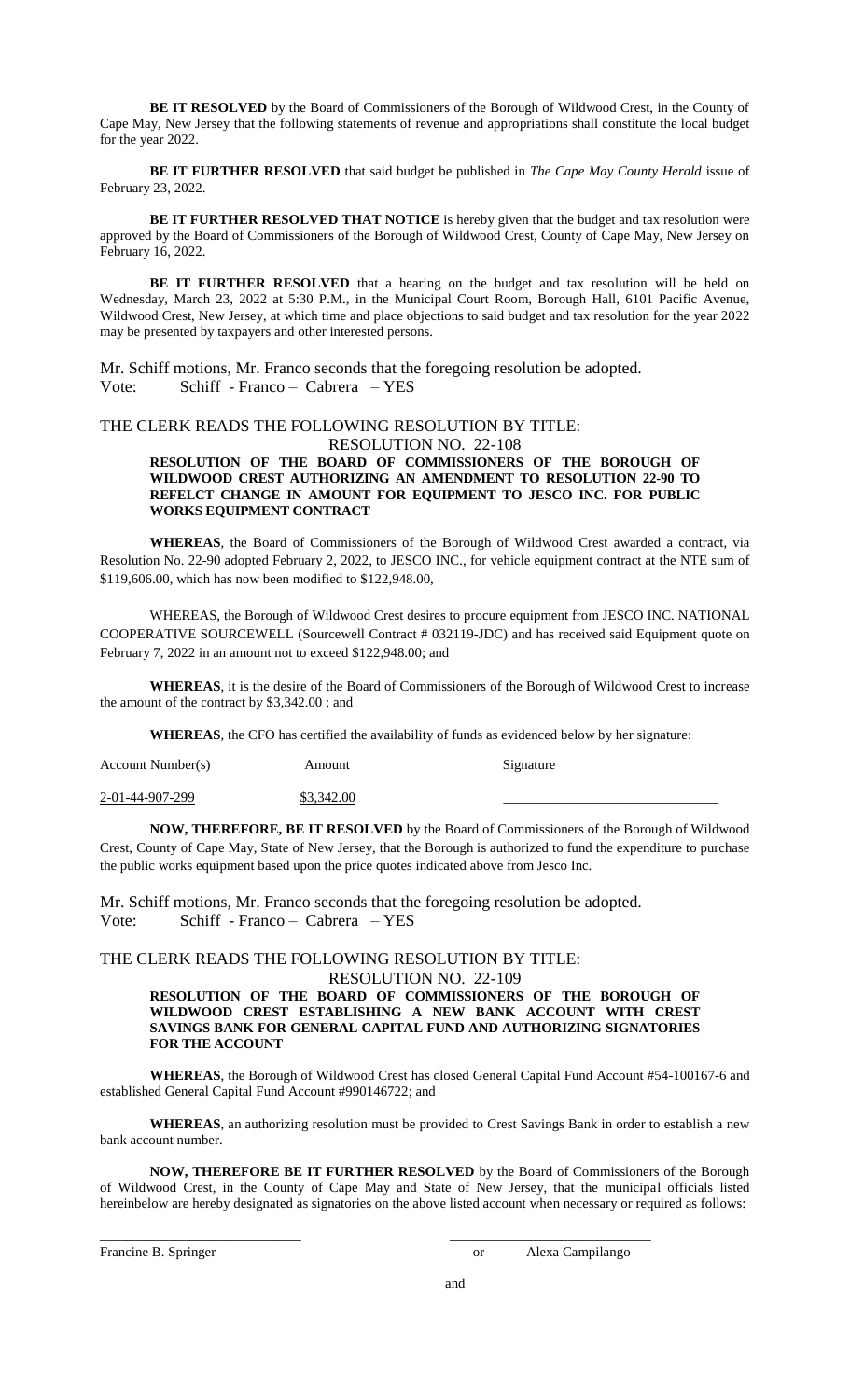**BE IT RESOLVED** by the Board of Commissioners of the Borough of Wildwood Crest, in the County of Cape May, New Jersey that the following statements of revenue and appropriations shall constitute the local budget for the year 2022.

**BE IT FURTHER RESOLVED** that said budget be published in *The Cape May County Herald* issue of February 23, 2022.

**BE IT FURTHER RESOLVED THAT NOTICE** is hereby given that the budget and tax resolution were approved by the Board of Commissioners of the Borough of Wildwood Crest, County of Cape May, New Jersey on February 16, 2022.

**BE IT FURTHER RESOLVED** that a hearing on the budget and tax resolution will be held on Wednesday, March 23, 2022 at 5:30 P.M., in the Municipal Court Room, Borough Hall, 6101 Pacific Avenue, Wildwood Crest, New Jersey, at which time and place objections to said budget and tax resolution for the year 2022 may be presented by taxpayers and other interested persons.

Mr. Schiff motions, Mr. Franco seconds that the foregoing resolution be adopted.
Vote: Schiff - Franco – Cabrera – YES

THE CLERK READS THE FOLLOWING RESOLUTION BY TITLE:

RESOLUTION NO. 22-108

**RESOLUTION OF THE BOARD OF COMMISSIONERS OF THE BOROUGH OF WILDWOOD CREST AUTHORIZING AN AMENDMENT TO RESOLUTION 22-90 TO REFELCT CHANGE IN AMOUNT FOR EQUIPMENT TO JESCO INC. FOR PUBLIC WORKS EQUIPMENT CONTRACT**

**WHEREAS**, the Board of Commissioners of the Borough of Wildwood Crest awarded a contract, via Resolution No. 22-90 adopted February 2, 2022, to JESCO INC., for vehicle equipment contract at the NTE sum of \$119,606.00, which has now been modified to \$122,948.00,

WHEREAS, the Borough of Wildwood Crest desires to procure equipment from JESCO INC. NATIONAL COOPERATIVE SOURCEWELL (Sourcewell Contract # 032119-JDC) and has received said Equipment quote on February 7, 2022 in an amount not to exceed \$122,948.00; and

**WHEREAS**, it is the desire of the Board of Commissioners of the Borough of Wildwood Crest to increase the amount of the contract by \$3,342.00 ; and

**WHEREAS**, the CFO has certified the availability of funds as evidenced below by her signature:

| Account Number(s) | Amount | Signature |
|---|---|---|
| 2-01-44-907-299 | \$3,342.00 | ______________________________ |

**NOW, THEREFORE, BE IT RESOLVED** by the Board of Commissioners of the Borough of Wildwood Crest, County of Cape May, State of New Jersey, that the Borough is authorized to fund the expenditure to purchase the public works equipment based upon the price quotes indicated above from Jesco Inc.

Mr. Schiff motions, Mr. Franco seconds that the foregoing resolution be adopted.
Vote: Schiff - Franco – Cabrera – YES

THE CLERK READS THE FOLLOWING RESOLUTION BY TITLE:

RESOLUTION NO. 22-109

**RESOLUTION OF THE BOARD OF COMMISSIONERS OF THE BOROUGH OF WILDWOOD CREST ESTABLISHING A NEW BANK ACCOUNT WITH CREST SAVINGS BANK FOR GENERAL CAPITAL FUND AND AUTHORIZING SIGNATORIES FOR THE ACCOUNT**

**WHEREAS**, the Borough of Wildwood Crest has closed General Capital Fund Account #54-100167-6 and established General Capital Fund Account #990146722; and

**WHEREAS**, an authorizing resolution must be provided to Crest Savings Bank in order to establish a new bank account number.

**NOW, THEREFORE BE IT FURTHER RESOLVED** by the Board of Commissioners of the Borough of Wildwood Crest, in the County of Cape May and State of New Jersey, that the municipal officials listed hereinbelow are hereby designated as signatories on the above listed account when necessary or required as follows:

______________________________ ______________________________
Francine B. Springer or Alexa Campilango

and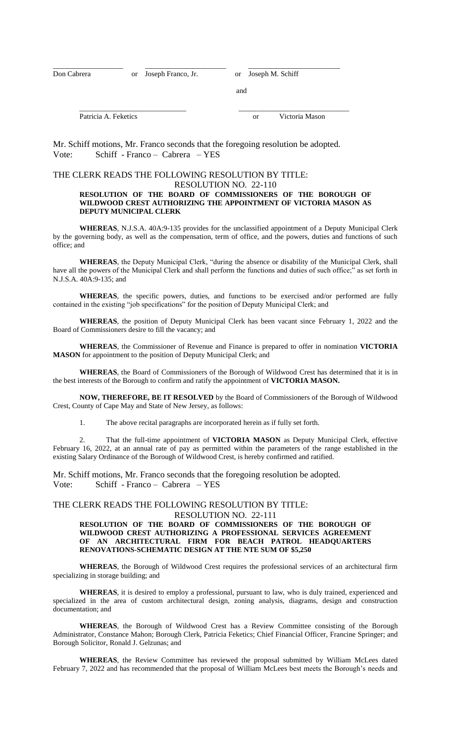\_\_\_\_\_\_\_\_\_\_\_\_\_\_\_\_\_\_ \_\_\_\_\_\_\_\_\_\_\_\_\_\_\_\_\_\_\_\_ \_\_\_\_\_\_\_\_\_\_\_\_\_\_\_\_\_\_\_\_\_\_\_

Don Cabrera or Joseph Franco, Jr. or Joseph M. Schiff

and

\_\_\_\_\_\_\_\_\_\_\_\_\_\_\_\_\_\_\_\_\_\_\_\_\_\_\_\_ \_\_\_\_\_\_\_\_\_\_\_\_\_\_\_\_\_\_\_\_\_\_\_\_\_\_\_\_

Patricia A. Feketics or Victoria Mason

Mr. Schiff motions, Mr. Franco seconds that the foregoing resolution be adopted.
Vote: Schiff - Franco – Cabrera – YES

THE CLERK READS THE FOLLOWING RESOLUTION BY TITLE:

RESOLUTION NO. 22-110

**RESOLUTION OF THE BOARD OF COMMISSIONERS OF THE BOROUGH OF WILDWOOD CREST AUTHORIZING THE APPOINTMENT OF VICTORIA MASON AS DEPUTY MUNICIPAL CLERK**

**WHEREAS**, N.J.S.A. 40A:9-135 provides for the unclassified appointment of a Deputy Municipal Clerk by the governing body, as well as the compensation, term of office, and the powers, duties and functions of such office; and

**WHEREAS**, the Deputy Municipal Clerk, "during the absence or disability of the Municipal Clerk, shall have all the powers of the Municipal Clerk and shall perform the functions and duties of such office;" as set forth in N.J.S.A. 40A:9-135; and

**WHEREAS**, the specific powers, duties, and functions to be exercised and/or performed are fully contained in the existing "job specifications" for the position of Deputy Municipal Clerk; and

**WHEREAS**, the position of Deputy Municipal Clerk has been vacant since February 1, 2022 and the Board of Commissioners desire to fill the vacancy; and

**WHEREAS**, the Commissioner of Revenue and Finance is prepared to offer in nomination **VICTORIA MASON** for appointment to the position of Deputy Municipal Clerk; and

**WHEREAS**, the Board of Commissioners of the Borough of Wildwood Crest has determined that it is in the best interests of the Borough to confirm and ratify the appointment of **VICTORIA MASON.**

**NOW, THEREFORE, BE IT RESOLVED** by the Board of Commissioners of the Borough of Wildwood Crest, County of Cape May and State of New Jersey, as follows:

1. The above recital paragraphs are incorporated herein as if fully set forth.

2. That the full-time appointment of **VICTORIA MASON** as Deputy Municipal Clerk, effective February 16, 2022, at an annual rate of pay as permitted within the parameters of the range established in the existing Salary Ordinance of the Borough of Wildwood Crest, is hereby confirmed and ratified.

Mr. Schiff motions, Mr. Franco seconds that the foregoing resolution be adopted.
Vote: Schiff - Franco – Cabrera – YES

THE CLERK READS THE FOLLOWING RESOLUTION BY TITLE:

RESOLUTION NO. 22-111

**RESOLUTION OF THE BOARD OF COMMISSIONERS OF THE BOROUGH OF WILDWOOD CREST AUTHORIZING A PROFESSIONAL SERVICES AGREEMENT OF AN ARCHITECTURAL FIRM FOR BEACH PATROL HEADQUARTERS RENOVATIONS-SCHEMATIC DESIGN AT THE NTE SUM OF $5,250**

**WHEREAS**, the Borough of Wildwood Crest requires the professional services of an architectural firm specializing in storage building; and

**WHEREAS**, it is desired to employ a professional, pursuant to law, who is duly trained, experienced and specialized in the area of custom architectural design, zoning analysis, diagrams, design and construction documentation; and

**WHEREAS**, the Borough of Wildwood Crest has a Review Committee consisting of the Borough Administrator, Constance Mahon; Borough Clerk, Patricia Feketics; Chief Financial Officer, Francine Springer; and Borough Solicitor, Ronald J. Gelzunas; and

**WHEREAS**, the Review Committee has reviewed the proposal submitted by William McLees dated February 7, 2022 and has recommended that the proposal of William McLees best meets the Borough's needs and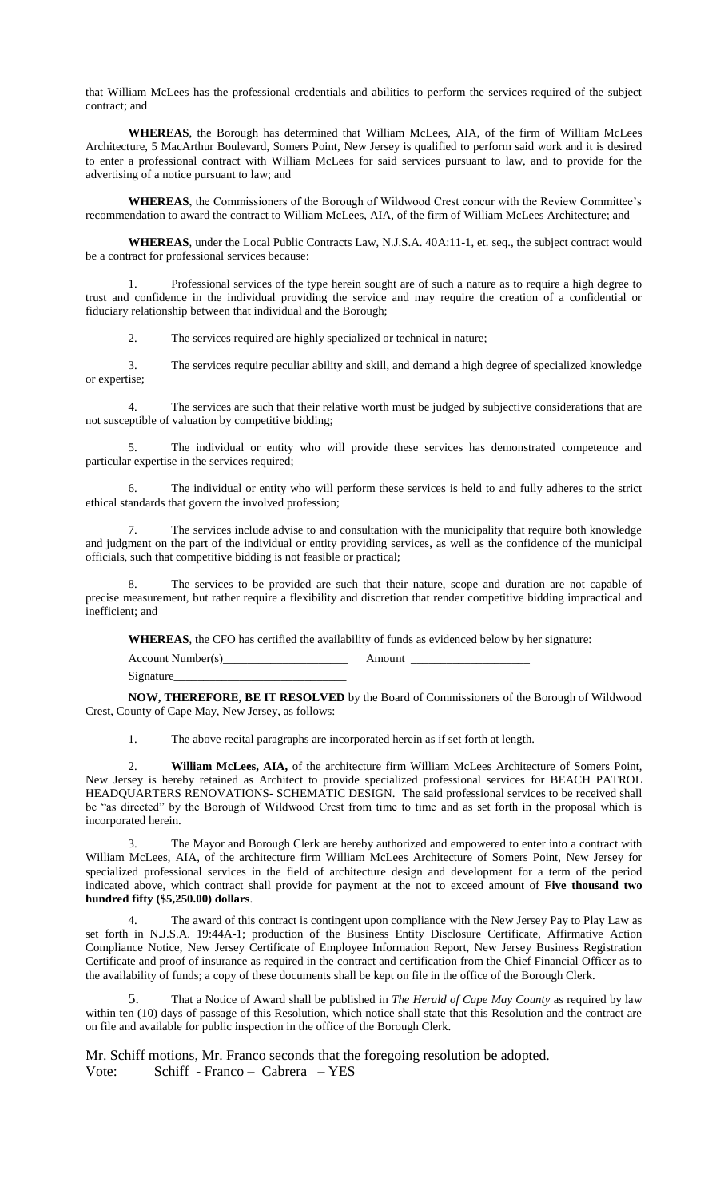that William McLees has the professional credentials and abilities to perform the services required of the subject contract; and

**WHEREAS**, the Borough has determined that William McLees, AIA, of the firm of William McLees Architecture, 5 MacArthur Boulevard, Somers Point, New Jersey is qualified to perform said work and it is desired to enter a professional contract with William McLees for said services pursuant to law, and to provide for the advertising of a notice pursuant to law; and

**WHEREAS**, the Commissioners of the Borough of Wildwood Crest concur with the Review Committee's recommendation to award the contract to William McLees, AIA, of the firm of William McLees Architecture; and

**WHEREAS**, under the Local Public Contracts Law, N.J.S.A. 40A:11-1, et. seq., the subject contract would be a contract for professional services because:

1. Professional services of the type herein sought are of such a nature as to require a high degree to trust and confidence in the individual providing the service and may require the creation of a confidential or fiduciary relationship between that individual and the Borough;

2. The services required are highly specialized or technical in nature;

3. The services require peculiar ability and skill, and demand a high degree of specialized knowledge or expertise;

4. The services are such that their relative worth must be judged by subjective considerations that are not susceptible of valuation by competitive bidding;

5. The individual or entity who will provide these services has demonstrated competence and particular expertise in the services required;

6. The individual or entity who will perform these services is held to and fully adheres to the strict ethical standards that govern the involved profession;

7. The services include advise to and consultation with the municipality that require both knowledge and judgment on the part of the individual or entity providing services, as well as the confidence of the municipal officials, such that competitive bidding is not feasible or practical;

8. The services to be provided are such that their nature, scope and duration are not capable of precise measurement, but rather require a flexibility and discretion that render competitive bidding impractical and inefficient; and

**WHEREAS**, the CFO has certified the availability of funds as evidenced below by her signature:

Account Number(s)_____________________ Amount ___________________

Signature_____________________________

**NOW, THEREFORE, BE IT RESOLVED** by the Board of Commissioners of the Borough of Wildwood Crest, County of Cape May, New Jersey, as follows:

1. The above recital paragraphs are incorporated herein as if set forth at length.

2. **William McLees, AIA,** of the architecture firm William McLees Architecture of Somers Point, New Jersey is hereby retained as Architect to provide specialized professional services for BEACH PATROL HEADQUARTERS RENOVATIONS- SCHEMATIC DESIGN. The said professional services to be received shall be "as directed" by the Borough of Wildwood Crest from time to time and as set forth in the proposal which is incorporated herein.

3. The Mayor and Borough Clerk are hereby authorized and empowered to enter into a contract with William McLees, AIA, of the architecture firm William McLees Architecture of Somers Point, New Jersey for specialized professional services in the field of architecture design and development for a term of the period indicated above, which contract shall provide for payment at the not to exceed amount of **Five thousand two hundred fifty ($5,250.00) dollars**.

4. The award of this contract is contingent upon compliance with the New Jersey Pay to Play Law as set forth in N.J.S.A. 19:44A-1; production of the Business Entity Disclosure Certificate, Affirmative Action Compliance Notice, New Jersey Certificate of Employee Information Report, New Jersey Business Registration Certificate and proof of insurance as required in the contract and certification from the Chief Financial Officer as to the availability of funds; a copy of these documents shall be kept on file in the office of the Borough Clerk.

5. That a Notice of Award shall be published in *The Herald of Cape May County* as required by law within ten (10) days of passage of this Resolution, which notice shall state that this Resolution and the contract are on file and available for public inspection in the office of the Borough Clerk.

Mr. Schiff motions, Mr. Franco seconds that the foregoing resolution be adopted.
Vote: Schiff - Franco – Cabrera – YES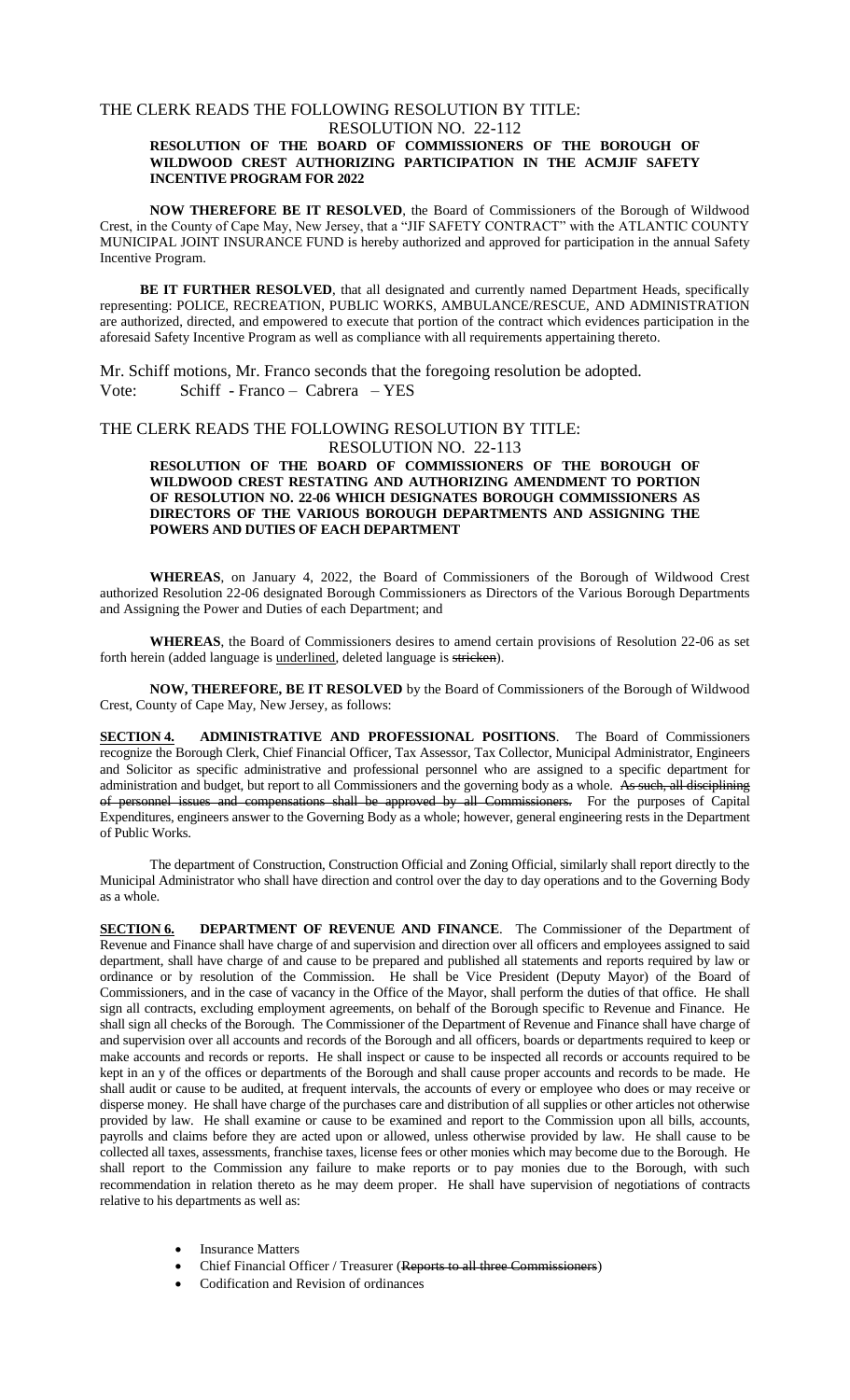THE CLERK READS THE FOLLOWING RESOLUTION BY TITLE:

RESOLUTION NO. 22-112

**RESOLUTION OF THE BOARD OF COMMISSIONERS OF THE BOROUGH OF WILDWOOD CREST AUTHORIZING PARTICIPATION IN THE ACMJIF SAFETY INCENTIVE PROGRAM FOR 2022**

**NOW THEREFORE BE IT RESOLVED**, the Board of Commissioners of the Borough of Wildwood Crest, in the County of Cape May, New Jersey, that a "JIF SAFETY CONTRACT" with the ATLANTIC COUNTY MUNICIPAL JOINT INSURANCE FUND is hereby authorized and approved for participation in the annual Safety Incentive Program.

**BE IT FURTHER RESOLVED**, that all designated and currently named Department Heads, specifically representing: POLICE, RECREATION, PUBLIC WORKS, AMBULANCE/RESCUE, AND ADMINISTRATION are authorized, directed, and empowered to execute that portion of the contract which evidences participation in the aforesaid Safety Incentive Program as well as compliance with all requirements appertaining thereto.

Mr. Schiff motions, Mr. Franco seconds that the foregoing resolution be adopted.
Vote: Schiff - Franco – Cabrera – YES

THE CLERK READS THE FOLLOWING RESOLUTION BY TITLE:

RESOLUTION NO. 22-113

**RESOLUTION OF THE BOARD OF COMMISSIONERS OF THE BOROUGH OF WILDWOOD CREST RESTATING AND AUTHORIZING AMENDMENT TO PORTION OF RESOLUTION NO. 22-06 WHICH DESIGNATES BOROUGH COMMISSIONERS AS DIRECTORS OF THE VARIOUS BOROUGH DEPARTMENTS AND ASSIGNING THE POWERS AND DUTIES OF EACH DEPARTMENT**

**WHEREAS**, on January 4, 2022, the Board of Commissioners of the Borough of Wildwood Crest authorized Resolution 22-06 designated Borough Commissioners as Directors of the Various Borough Departments and Assigning the Power and Duties of each Department; and

**WHEREAS**, the Board of Commissioners desires to amend certain provisions of Resolution 22-06 as set forth herein (added language is <u>underlined</u>, deleted language is ~~stricken~~).

**NOW, THEREFORE, BE IT RESOLVED** by the Board of Commissioners of the Borough of Wildwood Crest, County of Cape May, New Jersey, as follows:

**<u>SECTION 4.</u> ADMINISTRATIVE AND PROFESSIONAL POSITIONS**. The Board of Commissioners recognize the Borough Clerk, Chief Financial Officer, Tax Assessor, Tax Collector, Municipal Administrator, Engineers and Solicitor as specific administrative and professional personnel who are assigned to a specific department for administration and budget, but report to all Commissioners and the governing body as a whole. ~~As such, all disciplining of personnel issues and compensations shall be approved by all Commissioners.~~ For the purposes of Capital Expenditures, engineers answer to the Governing Body as a whole; however, general engineering rests in the Department of Public Works.

The department of Construction, Construction Official and Zoning Official, similarly shall report directly to the Municipal Administrator who shall have direction and control over the day to day operations and to the Governing Body as a whole.

**<u>SECTION 6.</u> DEPARTMENT OF REVENUE AND FINANCE**. The Commissioner of the Department of Revenue and Finance shall have charge of and supervision and direction over all officers and employees assigned to said department, shall have charge of and cause to be prepared and published all statements and reports required by law or ordinance or by resolution of the Commission. He shall be Vice President (Deputy Mayor) of the Board of Commissioners, and in the case of vacancy in the Office of the Mayor, shall perform the duties of that office. He shall sign all contracts, excluding employment agreements, on behalf of the Borough specific to Revenue and Finance. He shall sign all checks of the Borough. The Commissioner of the Department of Revenue and Finance shall have charge of and supervision over all accounts and records of the Borough and all officers, boards or departments required to keep or make accounts and records or reports. He shall inspect or cause to be inspected all records or accounts required to be kept in an y of the offices or departments of the Borough and shall cause proper accounts and records to be made. He shall audit or cause to be audited, at frequent intervals, the accounts of every or employee who does or may receive or disperse money. He shall have charge of the purchases care and distribution of all supplies or other articles not otherwise provided by law. He shall examine or cause to be examined and report to the Commission upon all bills, accounts, payrolls and claims before they are acted upon or allowed, unless otherwise provided by law. He shall cause to be collected all taxes, assessments, franchise taxes, license fees or other monies which may become due to the Borough. He shall report to the Commission any failure to make reports or to pay monies due to the Borough, with such recommendation in relation thereto as he may deem proper. He shall have supervision of negotiations of contracts relative to his departments as well as:

- Insurance Matters
- Chief Financial Officer / Treasurer (~~Reports to all three Commissioners~~)
- Codification and Revision of ordinances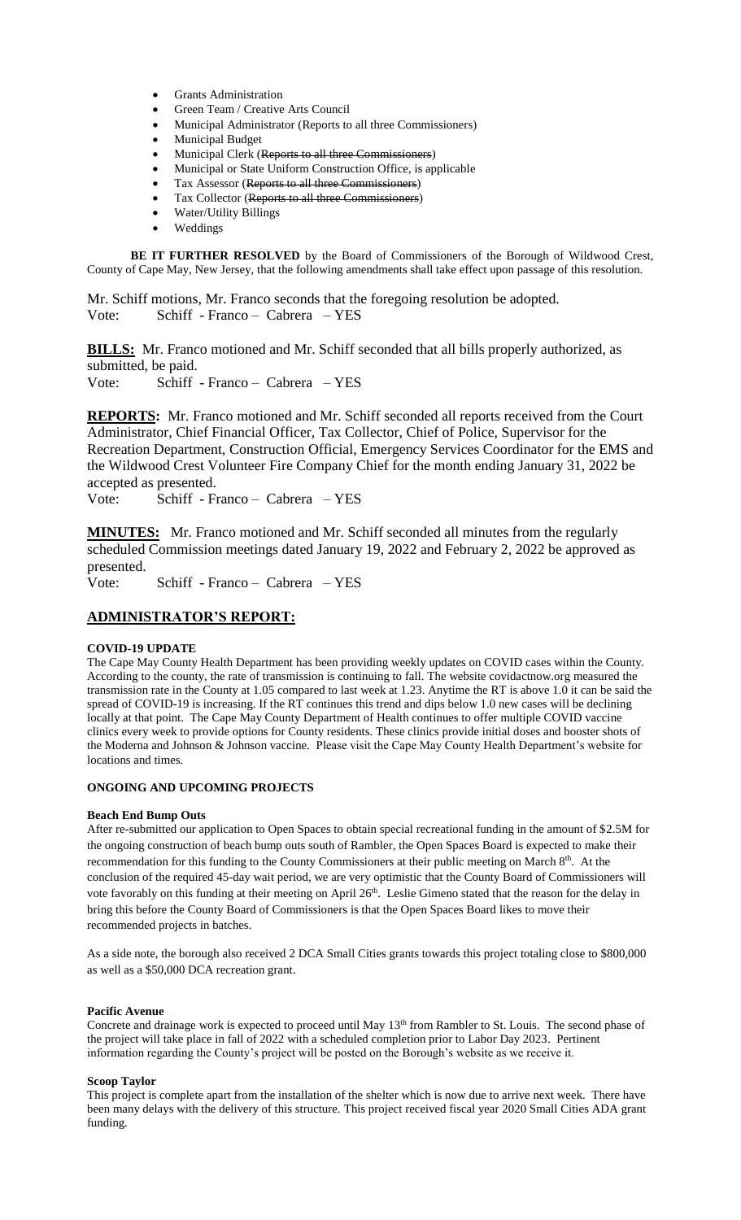- Grants Administration
- Green Team / Creative Arts Council
- Municipal Administrator (Reports to all three Commissioners)
- Municipal Budget
- Municipal Clerk (~~Reports to all three Commissioners~~)
- Municipal or State Uniform Construction Office, is applicable
- Tax Assessor (~~Reports to all three Commissioners~~)
- Tax Collector (~~Reports to all three Commissioners~~)
- Water/Utility Billings
- Weddings

**BE IT FURTHER RESOLVED** by the Board of Commissioners of the Borough of Wildwood Crest, County of Cape May, New Jersey, that the following amendments shall take effect upon passage of this resolution.

Mr. Schiff motions, Mr. Franco seconds that the foregoing resolution be adopted.
Vote: Schiff - Franco – Cabrera – YES

**BILLS:** Mr. Franco motioned and Mr. Schiff seconded that all bills properly authorized, as submitted, be paid.
Vote: Schiff - Franco – Cabrera – YES

**REPORTS:** Mr. Franco motioned and Mr. Schiff seconded all reports received from the Court Administrator, Chief Financial Officer, Tax Collector, Chief of Police, Supervisor for the Recreation Department, Construction Official, Emergency Services Coordinator for the EMS and the Wildwood Crest Volunteer Fire Company Chief for the month ending January 31, 2022 be accepted as presented.
Vote: Schiff - Franco – Cabrera – YES

**MINUTES:** Mr. Franco motioned and Mr. Schiff seconded all minutes from the regularly scheduled Commission meetings dated January 19, 2022 and February 2, 2022 be approved as presented.
Vote: Schiff - Franco – Cabrera – YES

## ADMINISTRATOR'S REPORT:

**COVID-19 UPDATE**

The Cape May County Health Department has been providing weekly updates on COVID cases within the County. According to the county, the rate of transmission is continuing to fall. The website covidactnow.org measured the transmission rate in the County at 1.05 compared to last week at 1.23. Anytime the RT is above 1.0 it can be said the spread of COVID-19 is increasing. If the RT continues this trend and dips below 1.0 new cases will be declining locally at that point. The Cape May County Department of Health continues to offer multiple COVID vaccine clinics every week to provide options for County residents. These clinics provide initial doses and booster shots of the Moderna and Johnson & Johnson vaccine. Please visit the Cape May County Health Department's website for locations and times.

**ONGOING AND UPCOMING PROJECTS**

**Beach End Bump Outs**

After re-submitted our application to Open Spaces to obtain special recreational funding in the amount of $2.5M for the ongoing construction of beach bump outs south of Rambler, the Open Spaces Board is expected to make their recommendation for this funding to the County Commissioners at their public meeting on March 8th. At the conclusion of the required 45-day wait period, we are very optimistic that the County Board of Commissioners will vote favorably on this funding at their meeting on April 26th. Leslie Gimeno stated that the reason for the delay in bring this before the County Board of Commissioners is that the Open Spaces Board likes to move their recommended projects in batches.

As a side note, the borough also received 2 DCA Small Cities grants towards this project totaling close to $800,000 as well as a $50,000 DCA recreation grant.

**Pacific Avenue**

Concrete and drainage work is expected to proceed until May 13th from Rambler to St. Louis. The second phase of the project will take place in fall of 2022 with a scheduled completion prior to Labor Day 2023. Pertinent information regarding the County's project will be posted on the Borough's website as we receive it.

**Scoop Taylor**

This project is complete apart from the installation of the shelter which is now due to arrive next week. There have been many delays with the delivery of this structure. This project received fiscal year 2020 Small Cities ADA grant funding.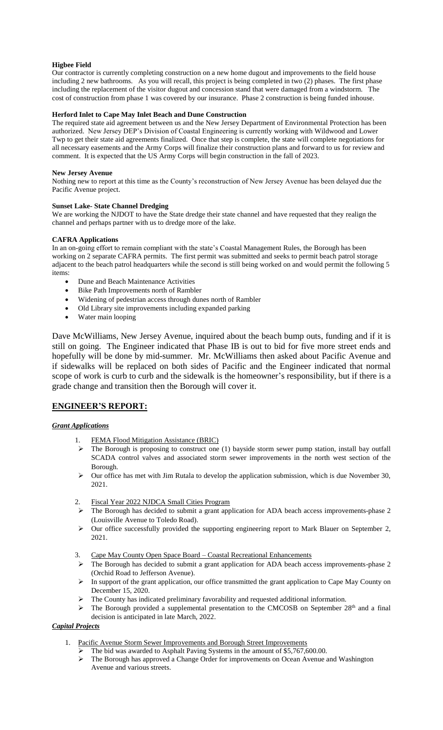**Higbee Field**

Our contractor is currently completing construction on a new home dugout and improvements to the field house including 2 new bathrooms. As you will recall, this project is being completed in two (2) phases. The first phase including the replacement of the visitor dugout and concession stand that were damaged from a windstorm. The cost of construction from phase 1 was covered by our insurance. Phase 2 construction is being funded inhouse.

**Herford Inlet to Cape May Inlet Beach and Dune Construction**

The required state aid agreement between us and the New Jersey Department of Environmental Protection has been authorized. New Jersey DEP's Division of Coastal Engineering is currently working with Wildwood and Lower Twp to get their state aid agreements finalized. Once that step is complete, the state will complete negotiations for all necessary easements and the Army Corps will finalize their construction plans and forward to us for review and comment. It is expected that the US Army Corps will begin construction in the fall of 2023.

**New Jersey Avenue**

Nothing new to report at this time as the County's reconstruction of New Jersey Avenue has been delayed due the Pacific Avenue project.

**Sunset Lake- State Channel Dredging**

We are working the NJDOT to have the State dredge their state channel and have requested that they realign the channel and perhaps partner with us to dredge more of the lake.

**CAFRA Applications**

In an on-going effort to remain compliant with the state's Coastal Management Rules, the Borough has been working on 2 separate CAFRA permits. The first permit was submitted and seeks to permit beach patrol storage adjacent to the beach patrol headquarters while the second is still being worked on and would permit the following 5 items:

- Dune and Beach Maintenance Activities
- Bike Path Improvements north of Rambler
- Widening of pedestrian access through dunes north of Rambler
- Old Library site improvements including expanded parking
- Water main looping

Dave McWilliams, New Jersey Avenue, inquired about the beach bump outs, funding and if it is still on going. The Engineer indicated that Phase IB is out to bid for five more street ends and hopefully will be done by mid-summer. Mr. McWilliams then asked about Pacific Avenue and if sidewalks will be replaced on both sides of Pacific and the Engineer indicated that normal scope of work is curb to curb and the sidewalk is the homeowner's responsibility, but if there is a grade change and transition then the Borough will cover it.

## ENGINEER'S REPORT:

***Grant Applications***

1. FEMA Flood Mitigation Assistance (BRIC)
   - The Borough is proposing to construct one (1) bayside storm sewer pump station, install bay outfall SCADA control valves and associated storm sewer improvements in the north west section of the Borough.
   - Our office has met with Jim Rutala to develop the application submission, which is due November 30, 2021.

2. Fiscal Year 2022 NJDCA Small Cities Program
   - The Borough has decided to submit a grant application for ADA beach access improvements-phase 2 (Louisville Avenue to Toledo Road).
   - Our office successfully provided the supporting engineering report to Mark Blauer on September 2, 2021.

3. Cape May County Open Space Board – Coastal Recreational Enhancements
   - The Borough has decided to submit a grant application for ADA beach access improvements-phase 2 (Orchid Road to Jefferson Avenue).
   - In support of the grant application, our office transmitted the grant application to Cape May County on December 15, 2020.
   - The County has indicated preliminary favorability and requested additional information.
   - The Borough provided a supplemental presentation to the CMCOSB on September 28th and a final decision is anticipated in late March, 2022.

***Capital Projects***

1. Pacific Avenue Storm Sewer Improvements and Borough Street Improvements
   - The bid was awarded to Asphalt Paving Systems in the amount of $5,767,600.00.
   - The Borough has approved a Change Order for improvements on Ocean Avenue and Washington Avenue and various streets.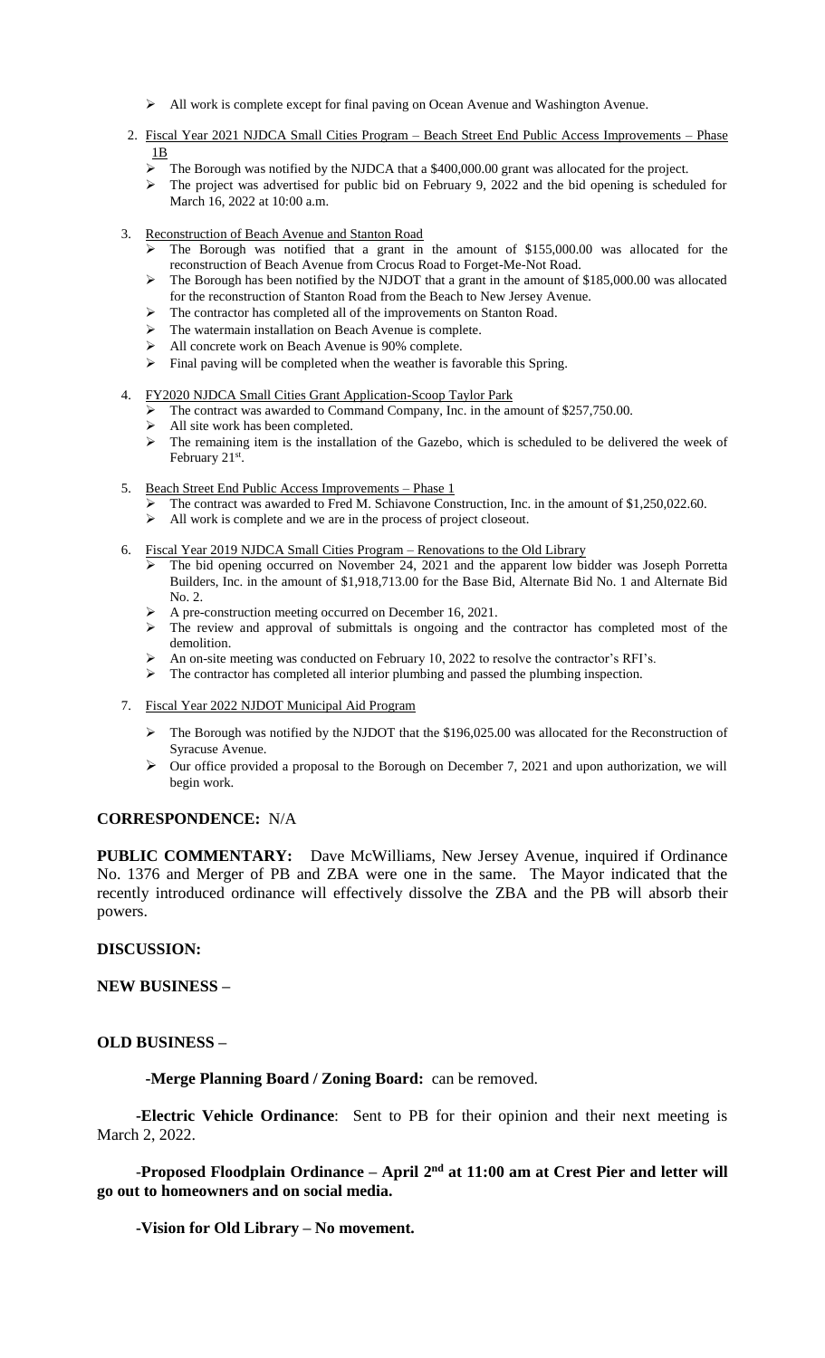- All work is complete except for final paving on Ocean Avenue and Washington Avenue.

2. Fiscal Year 2021 NJDCA Small Cities Program – Beach Street End Public Access Improvements – Phase 1B
   - The Borough was notified by the NJDCA that a $400,000.00 grant was allocated for the project.
   - The project was advertised for public bid on February 9, 2022 and the bid opening is scheduled for March 16, 2022 at 10:00 a.m.

3. Reconstruction of Beach Avenue and Stanton Road
   - The Borough was notified that a grant in the amount of $155,000.00 was allocated for the reconstruction of Beach Avenue from Crocus Road to Forget-Me-Not Road.
   - The Borough has been notified by the NJDOT that a grant in the amount of $185,000.00 was allocated for the reconstruction of Stanton Road from the Beach to New Jersey Avenue.
   - The contractor has completed all of the improvements on Stanton Road.
   - The watermain installation on Beach Avenue is complete.
   - All concrete work on Beach Avenue is 90% complete.
   - Final paving will be completed when the weather is favorable this Spring.

4. FY2020 NJDCA Small Cities Grant Application-Scoop Taylor Park
   - The contract was awarded to Command Company, Inc. in the amount of $257,750.00.
   - All site work has been completed.
   - The remaining item is the installation of the Gazebo, which is scheduled to be delivered the week of February 21st.

5. Beach Street End Public Access Improvements – Phase 1
   - The contract was awarded to Fred M. Schiavone Construction, Inc. in the amount of $1,250,022.60.
   - All work is complete and we are in the process of project closeout.

6. Fiscal Year 2019 NJDCA Small Cities Program – Renovations to the Old Library
   - The bid opening occurred on November 24, 2021 and the apparent low bidder was Joseph Porretta Builders, Inc. in the amount of $1,918,713.00 for the Base Bid, Alternate Bid No. 1 and Alternate Bid No. 2.
   - A pre-construction meeting occurred on December 16, 2021.
   - The review and approval of submittals is ongoing and the contractor has completed most of the demolition.
   - An on-site meeting was conducted on February 10, 2022 to resolve the contractor's RFI's.
   - The contractor has completed all interior plumbing and passed the plumbing inspection.

7. Fiscal Year 2022 NJDOT Municipal Aid Program
   - The Borough was notified by the NJDOT that the $196,025.00 was allocated for the Reconstruction of Syracuse Avenue.
   - Our office provided a proposal to the Borough on December 7, 2021 and upon authorization, we will begin work.

**CORRESPONDENCE:** N/A

**PUBLIC COMMENTARY:** Dave McWilliams, New Jersey Avenue, inquired if Ordinance No. 1376 and Merger of PB and ZBA were one in the same. The Mayor indicated that the recently introduced ordinance will effectively dissolve the ZBA and the PB will absorb their powers.

**DISCUSSION:**

**NEW BUSINESS –**

**OLD BUSINESS –**

**-Merge Planning Board / Zoning Board:** can be removed.

**-Electric Vehicle Ordinance**: Sent to PB for their opinion and their next meeting is March 2, 2022.

-**Proposed Floodplain Ordinance – April 2nd at 11:00 am at Crest Pier and letter will go out to homeowners and on social media.**

**-Vision for Old Library – No movement.**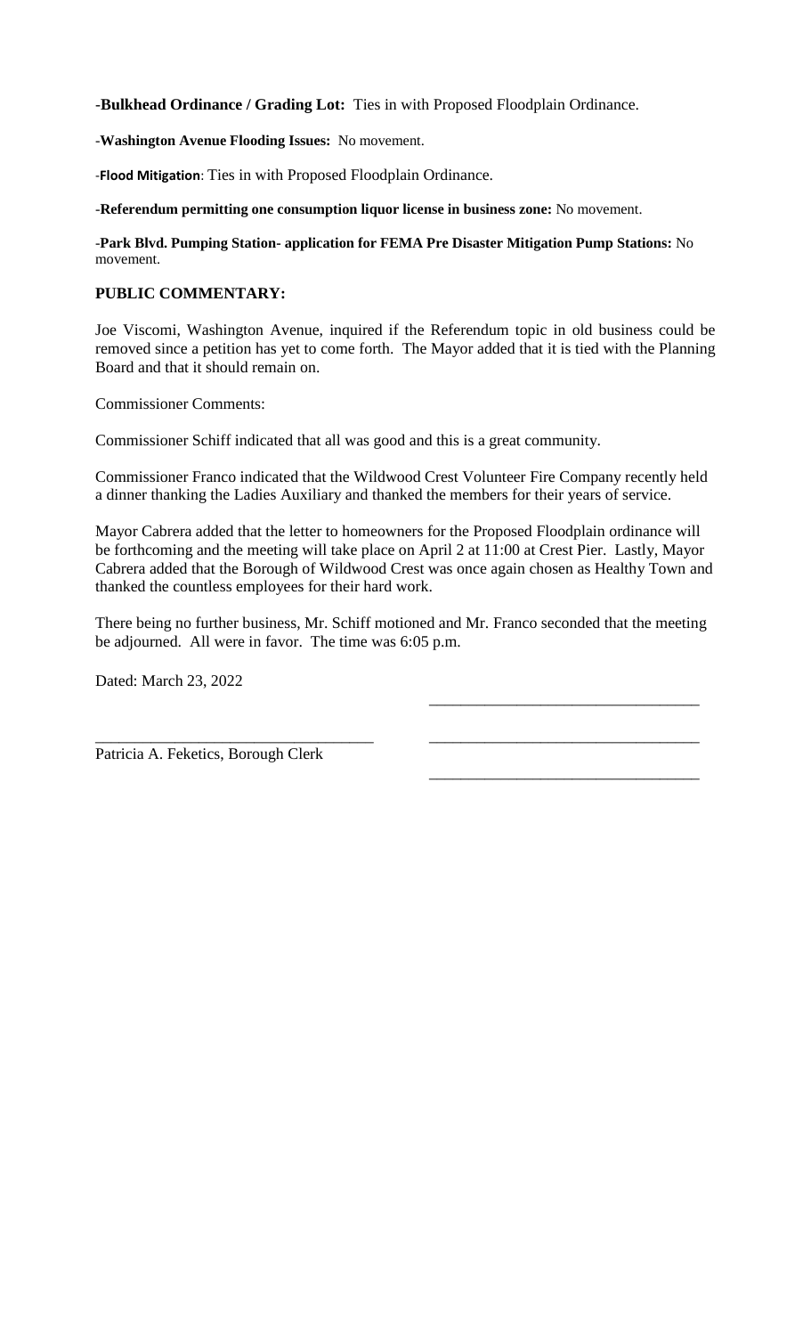-**Bulkhead Ordinance / Grading Lot:** Ties in with Proposed Floodplain Ordinance.

-**Washington Avenue Flooding Issues:** No movement.

-**Flood Mitigation**: Ties in with Proposed Floodplain Ordinance.

-**Referendum permitting one consumption liquor license in business zone:** No movement.

-**Park Blvd. Pumping Station- application for FEMA Pre Disaster Mitigation Pump Stations:** No movement.

**PUBLIC COMMENTARY:**

Joe Viscomi, Washington Avenue, inquired if the Referendum topic in old business could be removed since a petition has yet to come forth. The Mayor added that it is tied with the Planning Board and that it should remain on.

Commissioner Comments:

Commissioner Schiff indicated that all was good and this is a great community.

Commissioner Franco indicated that the Wildwood Crest Volunteer Fire Company recently held a dinner thanking the Ladies Auxiliary and thanked the members for their years of service.

Mayor Cabrera added that the letter to homeowners for the Proposed Floodplain ordinance will be forthcoming and the meeting will take place on April 2 at 11:00 at Crest Pier. Lastly, Mayor Cabrera added that the Borough of Wildwood Crest was once again chosen as Healthy Town and thanked the countless employees for their hard work.

There being no further business, Mr. Schiff motioned and Mr. Franco seconded that the meeting be adjourned. All were in favor. The time was 6:05 p.m.

Dated: March 23, 2022

\_\_\_\_\_\_\_\_\_\_\_\_\_\_\_\_\_\_\_\_\_\_\_\_\_\_\_\_\_\_\_\_\_\_

\_\_\_\_\_\_\_\_\_\_\_\_\_\_\_\_\_\_\_\_\_\_\_\_\_\_\_\_\_\_\_\_\_\_ \_\_\_\_\_\_\_\_\_\_\_\_\_\_\_\_\_\_\_\_\_\_\_\_\_\_\_\_\_\_\_\_\_\_

Patricia A. Feketics, Borough Clerk

\_\_\_\_\_\_\_\_\_\_\_\_\_\_\_\_\_\_\_\_\_\_\_\_\_\_\_\_\_\_\_\_\_\_